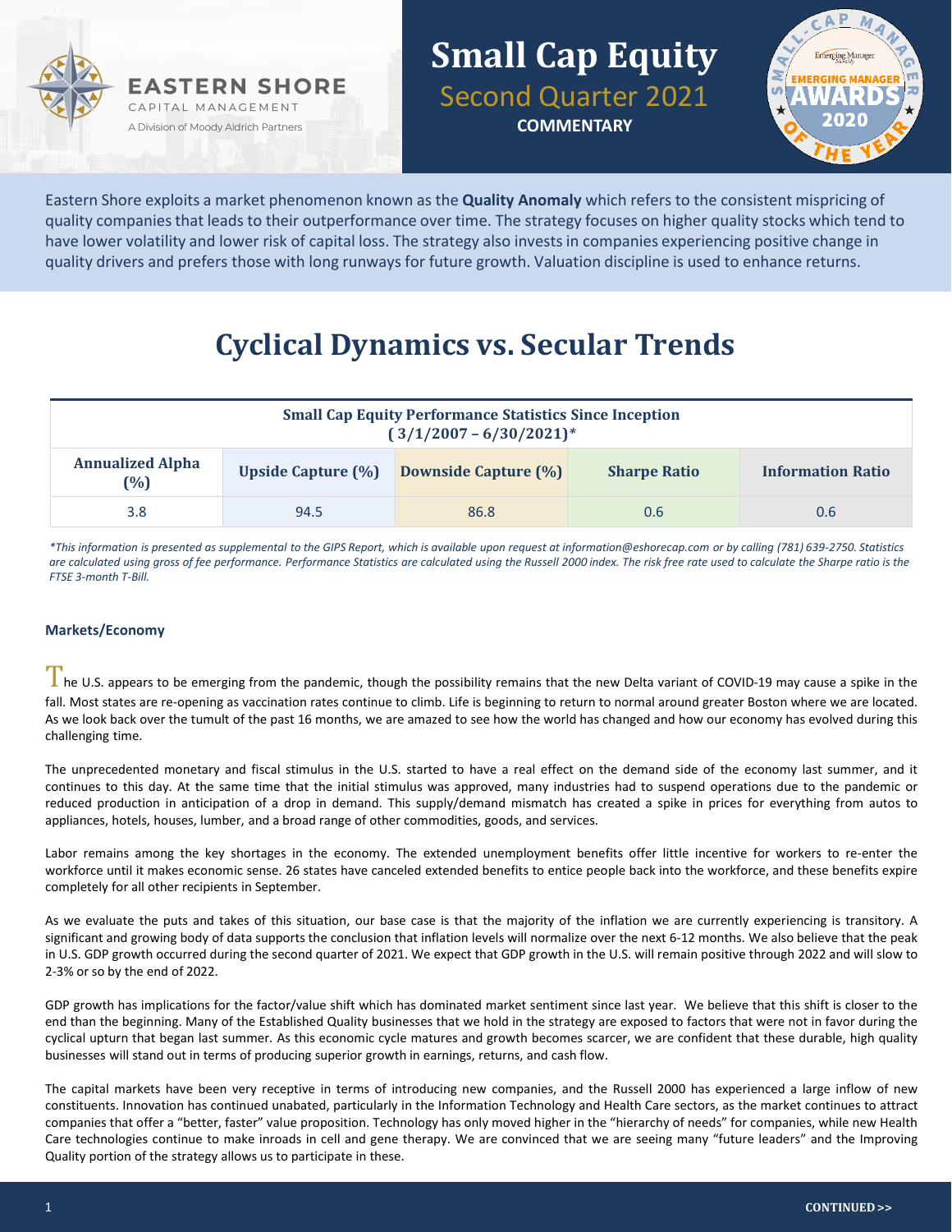EASTERN SHORE
CAPITAL MANAGEMENT
A Division of Moody Aldrich Partners

# Small Cap Equity

## Second Quarter 2021

**COMMENTARY**

Eastern Shore exploits a market phenomenon known as the **Quality Anomaly** which refers to the consistent mispricing of quality companies that leads to their outperformance over time. The strategy focuses on higher quality stocks which tend to have lower volatility and lower risk of capital loss. The strategy also invests in companies experiencing positive change in quality drivers and prefers those with long runways for future growth. Valuation discipline is used to enhance returns.

# Cyclical Dynamics vs. Secular Trends

**Small Cap Equity Performance Statistics Since Inception (3/1/2007 – 6/30/2021)***

| Annualized Alpha (%) | Upside Capture (%) | Downside Capture (%) | Sharpe Ratio | Information Ratio |
|---|---|---|---|---|
| 3.8 | 94.5 | 86.8 | 0.6 | 0.6 |

*\*This information is presented as supplemental to the GIPS Report, which is available upon request at information@eshorecap.com or by calling (781) 639-2750. Statistics are calculated using gross of fee performance. Performance Statistics are calculated using the Russell 2000 index. The risk free rate used to calculate the Sharpe ratio is the FTSE 3-month T-Bill.*

### Markets/Economy

The U.S. appears to be emerging from the pandemic, though the possibility remains that the new Delta variant of COVID-19 may cause a spike in the fall. Most states are re-opening as vaccination rates continue to climb. Life is beginning to return to normal around greater Boston where we are located. As we look back over the tumult of the past 16 months, we are amazed to see how the world has changed and how our economy has evolved during this challenging time.

The unprecedented monetary and fiscal stimulus in the U.S. started to have a real effect on the demand side of the economy last summer, and it continues to this day. At the same time that the initial stimulus was approved, many industries had to suspend operations due to the pandemic or reduced production in anticipation of a drop in demand. This supply/demand mismatch has created a spike in prices for everything from autos to appliances, hotels, houses, lumber, and a broad range of other commodities, goods, and services.

Labor remains among the key shortages in the economy. The extended unemployment benefits offer little incentive for workers to re-enter the workforce until it makes economic sense. 26 states have canceled extended benefits to entice people back into the workforce, and these benefits expire completely for all other recipients in September.

As we evaluate the puts and takes of this situation, our base case is that the majority of the inflation we are currently experiencing is transitory. A significant and growing body of data supports the conclusion that inflation levels will normalize over the next 6-12 months. We also believe that the peak in U.S. GDP growth occurred during the second quarter of 2021. We expect that GDP growth in the U.S. will remain positive through 2022 and will slow to 2-3% or so by the end of 2022.

GDP growth has implications for the factor/value shift which has dominated market sentiment since last year. We believe that this shift is closer to the end than the beginning. Many of the Established Quality businesses that we hold in the strategy are exposed to factors that were not in favor during the cyclical upturn that began last summer. As this economic cycle matures and growth becomes scarcer, we are confident that these durable, high quality businesses will stand out in terms of producing superior growth in earnings, returns, and cash flow.

The capital markets have been very receptive in terms of introducing new companies, and the Russell 2000 has experienced a large inflow of new constituents. Innovation has continued unabated, particularly in the Information Technology and Health Care sectors, as the market continues to attract companies that offer a "better, faster" value proposition. Technology has only moved higher in the "hierarchy of needs" for companies, while new Health Care technologies continue to make inroads in cell and gene therapy. We are convinced that we are seeing many "future leaders" and the Improving Quality portion of the strategy allows us to participate in these.

**CONTINUED >>**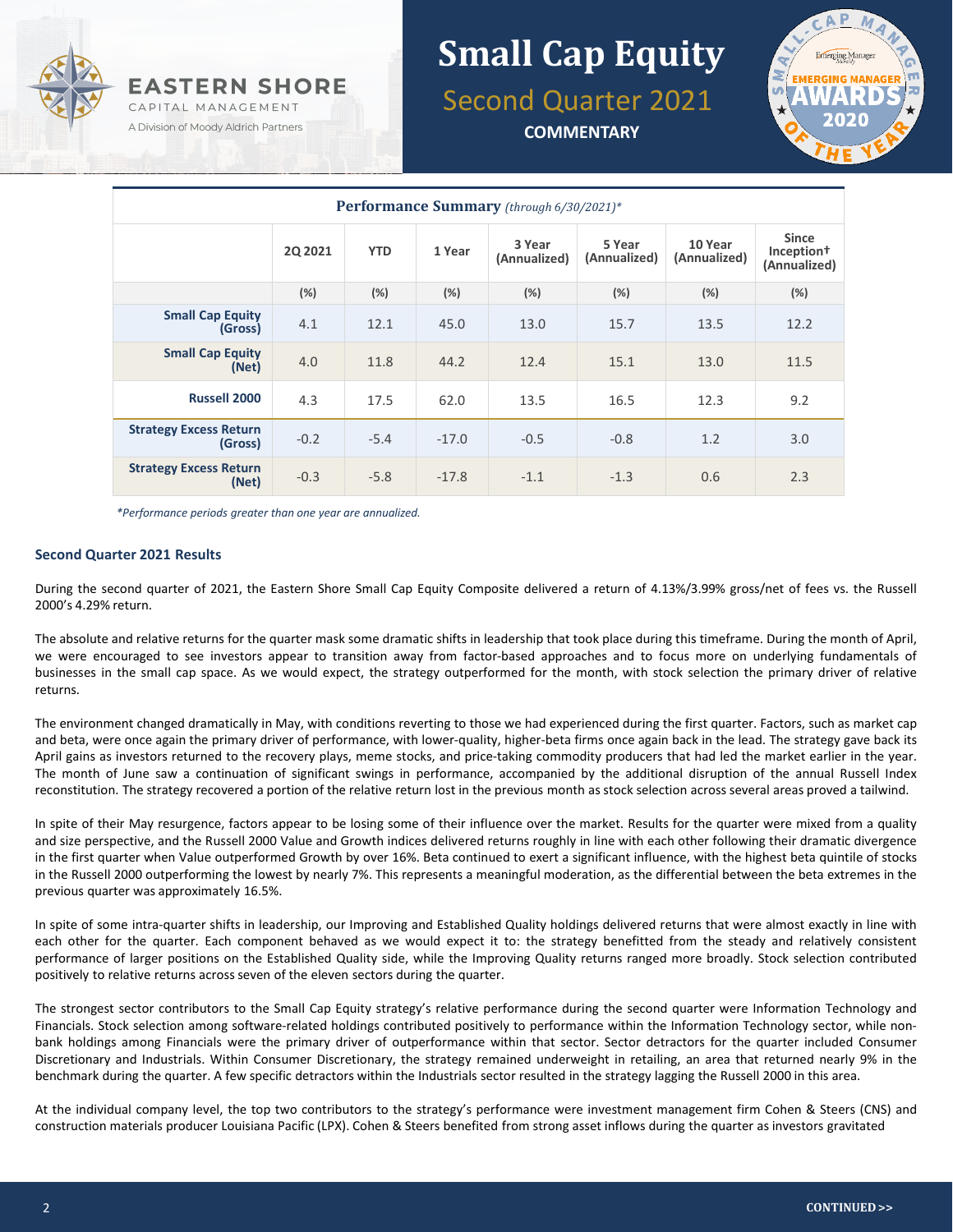# Small Cap Equity

## Second Quarter 2021

**COMMENTARY**

**Performance Summary** *(through 6/30/2021)**

| | 2Q 2021 | YTD | 1 Year | 3 Year (Annualized) | 5 Year (Annualized) | 10 Year (Annualized) | Since Inception† (Annualized) |
|---|---|---|---|---|---|---|---|
| | (%) | (%) | (%) | (%) | (%) | (%) | (%) |
| **Small Cap Equity (Gross)** | 4.1 | 12.1 | 45.0 | 13.0 | 15.7 | 13.5 | 12.2 |
| **Small Cap Equity (Net)** | 4.0 | 11.8 | 44.2 | 12.4 | 15.1 | 13.0 | 11.5 |
| **Russell 2000** | 4.3 | 17.5 | 62.0 | 13.5 | 16.5 | 12.3 | 9.2 |
| **Strategy Excess Return (Gross)** | -0.2 | -5.4 | -17.0 | -0.5 | -0.8 | 1.2 | 3.0 |
| **Strategy Excess Return (Net)** | -0.3 | -5.8 | -17.8 | -1.1 | -1.3 | 0.6 | 2.3 |

*\*Performance periods greater than one year are annualized.*

### Second Quarter 2021 Results

During the second quarter of 2021, the Eastern Shore Small Cap Equity Composite delivered a return of 4.13%/3.99% gross/net of fees vs. the Russell 2000's 4.29% return.

The absolute and relative returns for the quarter mask some dramatic shifts in leadership that took place during this timeframe. During the month of April, we were encouraged to see investors appear to transition away from factor-based approaches and to focus more on underlying fundamentals of businesses in the small cap space. As we would expect, the strategy outperformed for the month, with stock selection the primary driver of relative returns.

The environment changed dramatically in May, with conditions reverting to those we had experienced during the first quarter. Factors, such as market cap and beta, were once again the primary driver of performance, with lower-quality, higher-beta firms once again back in the lead. The strategy gave back its April gains as investors returned to the recovery plays, meme stocks, and price-taking commodity producers that had led the market earlier in the year. The month of June saw a continuation of significant swings in performance, accompanied by the additional disruption of the annual Russell Index reconstitution. The strategy recovered a portion of the relative return lost in the previous month as stock selection across several areas proved a tailwind.

In spite of their May resurgence, factors appear to be losing some of their influence over the market. Results for the quarter were mixed from a quality and size perspective, and the Russell 2000 Value and Growth indices delivered returns roughly in line with each other following their dramatic divergence in the first quarter when Value outperformed Growth by over 16%. Beta continued to exert a significant influence, with the highest beta quintile of stocks in the Russell 2000 outperforming the lowest by nearly 7%. This represents a meaningful moderation, as the differential between the beta extremes in the previous quarter was approximately 16.5%.

In spite of some intra-quarter shifts in leadership, our Improving and Established Quality holdings delivered returns that were almost exactly in line with each other for the quarter. Each component behaved as we would expect it to: the strategy benefitted from the steady and relatively consistent performance of larger positions on the Established Quality side, while the Improving Quality returns ranged more broadly. Stock selection contributed positively to relative returns across seven of the eleven sectors during the quarter.

The strongest sector contributors to the Small Cap Equity strategy's relative performance during the second quarter were Information Technology and Financials. Stock selection among software-related holdings contributed positively to performance within the Information Technology sector, while non-bank holdings among Financials were the primary driver of outperformance within that sector. Sector detractors for the quarter included Consumer Discretionary and Industrials. Within Consumer Discretionary, the strategy remained underweight in retailing, an area that returned nearly 9% in the benchmark during the quarter. A few specific detractors within the Industrials sector resulted in the strategy lagging the Russell 2000 in this area.

At the individual company level, the top two contributors to the strategy's performance were investment management firm Cohen & Steers (CNS) and construction materials producer Louisiana Pacific (LPX). Cohen & Steers benefited from strong asset inflows during the quarter as investors gravitated

**CONTINUED >>**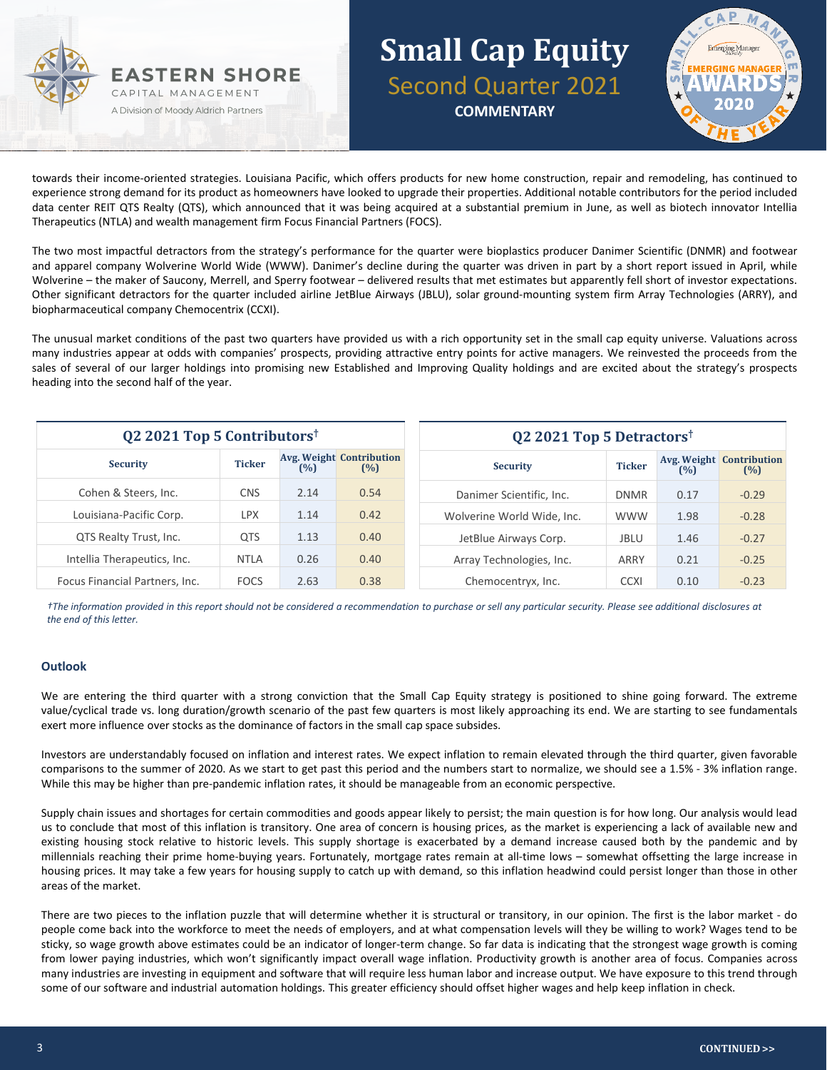towards their income-oriented strategies. Louisiana Pacific, which offers products for new home construction, repair and remodeling, has continued to experience strong demand for its product as homeowners have looked to upgrade their properties. Additional notable contributors for the period included data center REIT QTS Realty (QTS), which announced that it was being acquired at a substantial premium in June, as well as biotech innovator Intellia Therapeutics (NTLA) and wealth management firm Focus Financial Partners (FOCS).

The two most impactful detractors from the strategy's performance for the quarter were bioplastics producer Danimer Scientific (DNMR) and footwear and apparel company Wolverine World Wide (WWW). Danimer's decline during the quarter was driven in part by a short report issued in April, while Wolverine – the maker of Saucony, Merrell, and Sperry footwear – delivered results that met estimates but apparently fell short of investor expectations. Other significant detractors for the quarter included airline JetBlue Airways (JBLU), solar ground-mounting system firm Array Technologies (ARRY), and biopharmaceutical company Chemocentrix (CCXI).

The unusual market conditions of the past two quarters have provided us with a rich opportunity set in the small cap equity universe. Valuations across many industries appear at odds with companies' prospects, providing attractive entry points for active managers. We reinvested the proceeds from the sales of several of our larger holdings into promising new Established and Improving Quality holdings and are excited about the strategy's prospects heading into the second half of the year.

**Q2 2021 Top 5 Contributors†**

| Security | Ticker | Avg. Weight (%) | Contribution (%) |
|---|---|---|---|
| Cohen & Steers, Inc. | CNS | 2.14 | 0.54 |
| Louisiana-Pacific Corp. | LPX | 1.14 | 0.42 |
| QTS Realty Trust, Inc. | QTS | 1.13 | 0.40 |
| Intellia Therapeutics, Inc. | NTLA | 0.26 | 0.40 |
| Focus Financial Partners, Inc. | FOCS | 2.63 | 0.38 |

**Q2 2021 Top 5 Detractors†**

| Security | Ticker | Avg. Weight (%) | Contribution (%) |
|---|---|---|---|
| Danimer Scientific, Inc. | DNMR | 0.17 | -0.29 |
| Wolverine World Wide, Inc. | WWW | 1.98 | -0.28 |
| JetBlue Airways Corp. | JBLU | 1.46 | -0.27 |
| Array Technologies, Inc. | ARRY | 0.21 | -0.25 |
| Chemocentryx, Inc. | CCXI | 0.10 | -0.23 |

*†The information provided in this report should not be considered a recommendation to purchase or sell any particular security. Please see additional disclosures at the end of this letter.*

## Outlook

We are entering the third quarter with a strong conviction that the Small Cap Equity strategy is positioned to shine going forward. The extreme value/cyclical trade vs. long duration/growth scenario of the past few quarters is most likely approaching its end. We are starting to see fundamentals exert more influence over stocks as the dominance of factors in the small cap space subsides.

Investors are understandably focused on inflation and interest rates. We expect inflation to remain elevated through the third quarter, given favorable comparisons to the summer of 2020. As we start to get past this period and the numbers start to normalize, we should see a 1.5% - 3% inflation range. While this may be higher than pre-pandemic inflation rates, it should be manageable from an economic perspective.

Supply chain issues and shortages for certain commodities and goods appear likely to persist; the main question is for how long. Our analysis would lead us to conclude that most of this inflation is transitory. One area of concern is housing prices, as the market is experiencing a lack of available new and existing housing stock relative to historic levels. This supply shortage is exacerbated by a demand increase caused both by the pandemic and by millennials reaching their prime home-buying years. Fortunately, mortgage rates remain at all-time lows – somewhat offsetting the large increase in housing prices. It may take a few years for housing supply to catch up with demand, so this inflation headwind could persist longer than those in other areas of the market.

There are two pieces to the inflation puzzle that will determine whether it is structural or transitory, in our opinion. The first is the labor market - do people come back into the workforce to meet the needs of employers, and at what compensation levels will they be willing to work? Wages tend to be sticky, so wage growth above estimates could be an indicator of longer-term change. So far data is indicating that the strongest wage growth is coming from lower paying industries, which won't significantly impact overall wage inflation. Productivity growth is another area of focus. Companies across many industries are investing in equipment and software that will require less human labor and increase output. We have exposure to this trend through some of our software and industrial automation holdings. This greater efficiency should offset higher wages and help keep inflation in check.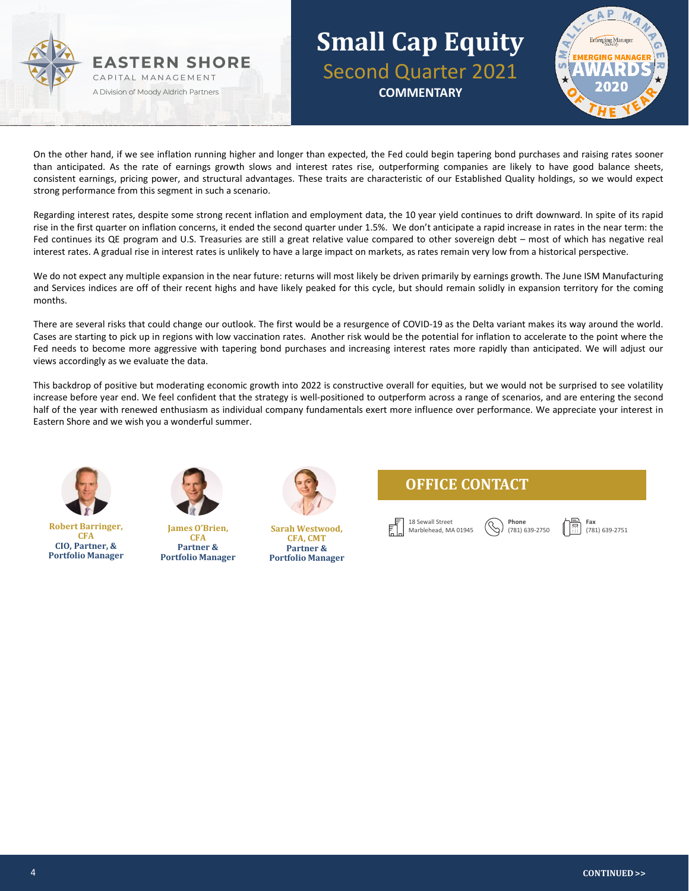On the other hand, if we see inflation running higher and longer than expected, the Fed could begin tapering bond purchases and raising rates sooner than anticipated. As the rate of earnings growth slows and interest rates rise, outperforming companies are likely to have good balance sheets, consistent earnings, pricing power, and structural advantages. These traits are characteristic of our Established Quality holdings, so we would expect strong performance from this segment in such a scenario.

Regarding interest rates, despite some strong recent inflation and employment data, the 10 year yield continues to drift downward. In spite of its rapid rise in the first quarter on inflation concerns, it ended the second quarter under 1.5%. We don't anticipate a rapid increase in rates in the near term: the Fed continues its QE program and U.S. Treasuries are still a great relative value compared to other sovereign debt – most of which has negative real interest rates. A gradual rise in interest rates is unlikely to have a large impact on markets, as rates remain very low from a historical perspective.

We do not expect any multiple expansion in the near future: returns will most likely be driven primarily by earnings growth. The June ISM Manufacturing and Services indices are off of their recent highs and have likely peaked for this cycle, but should remain solidly in expansion territory for the coming months.

There are several risks that could change our outlook. The first would be a resurgence of COVID-19 as the Delta variant makes its way around the world. Cases are starting to pick up in regions with low vaccination rates. Another risk would be the potential for inflation to accelerate to the point where the Fed needs to become more aggressive with tapering bond purchases and increasing interest rates more rapidly than anticipated. We will adjust our views accordingly as we evaluate the data.

This backdrop of positive but moderating economic growth into 2022 is constructive overall for equities, but we would not be surprised to see volatility increase before year end. We feel confident that the strategy is well-positioned to outperform across a range of scenarios, and are entering the second half of the year with renewed enthusiasm as individual company fundamentals exert more influence over performance. We appreciate your interest in Eastern Shore and we wish you a wonderful summer.

**Robert Barringer, CFA**
**CIO, Partner, & Portfolio Manager**

**James O'Brien, CFA**
**Partner & Portfolio Manager**

**Sarah Westwood, CFA, CMT**
**Partner & Portfolio Manager**

## OFFICE CONTACT

18 Sewall Street
Marblehead, MA 01945

**Phone**
(781) 639-2750

**Fax**
(781) 639-2751

**CONTINUED >>**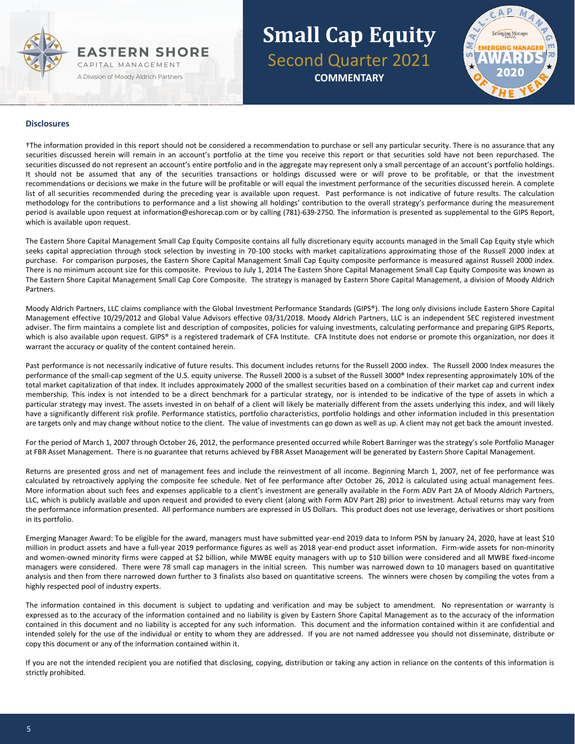## Disclosures

†The information provided in this report should not be considered a recommendation to purchase or sell any particular security. There is no assurance that any securities discussed herein will remain in an account's portfolio at the time you receive this report or that securities sold have not been repurchased. The securities discussed do not represent an account's entire portfolio and in the aggregate may represent only a small percentage of an account's portfolio holdings. It should not be assumed that any of the securities transactions or holdings discussed were or will prove to be profitable, or that the investment recommendations or decisions we make in the future will be profitable or will equal the investment performance of the securities discussed herein. A complete list of all securities recommended during the preceding year is available upon request. Past performance is not indicative of future results. The calculation methodology for the contributions to performance and a list showing all holdings' contribution to the overall strategy's performance during the measurement period is available upon request at information@eshorecap.com or by calling (781)-639-2750. The information is presented as supplemental to the GIPS Report, which is available upon request.

The Eastern Shore Capital Management Small Cap Equity Composite contains all fully discretionary equity accounts managed in the Small Cap Equity style which seeks capital appreciation through stock selection by investing in 70-100 stocks with market capitalizations approximating those of the Russell 2000 index at purchase. For comparison purposes, the Eastern Shore Capital Management Small Cap Equity composite performance is measured against Russell 2000 index. There is no minimum account size for this composite. Previous to July 1, 2014 The Eastern Shore Capital Management Small Cap Equity Composite was known as The Eastern Shore Capital Management Small Cap Core Composite. The strategy is managed by Eastern Shore Capital Management, a division of Moody Aldrich Partners.

Moody Aldrich Partners, LLC claims compliance with the Global Investment Performance Standards (GIPS®). The long only divisions include Eastern Shore Capital Management effective 10/29/2012 and Global Value Advisors effective 03/31/2018. Moody Aldrich Partners, LLC is an independent SEC registered investment adviser. The firm maintains a complete list and description of composites, policies for valuing investments, calculating performance and preparing GIPS Reports, which is also available upon request. GIPS® is a registered trademark of CFA Institute. CFA Institute does not endorse or promote this organization, nor does it warrant the accuracy or quality of the content contained herein.

Past performance is not necessarily indicative of future results. This document includes returns for the Russell 2000 index. The Russell 2000 Index measures the performance of the small-cap segment of the U.S. equity universe. The Russell 2000 is a subset of the Russell 3000® Index representing approximately 10% of the total market capitalization of that index. It includes approximately 2000 of the smallest securities based on a combination of their market cap and current index membership. This index is not intended to be a direct benchmark for a particular strategy, nor is intended to be indicative of the type of assets in which a particular strategy may invest. The assets invested in on behalf of a client will likely be materially different from the assets underlying this index, and will likely have a significantly different risk profile. Performance statistics, portfolio characteristics, portfolio holdings and other information included in this presentation are targets only and may change without notice to the client. The value of investments can go down as well as up. A client may not get back the amount invested.

For the period of March 1, 2007 through October 26, 2012, the performance presented occurred while Robert Barringer was the strategy's sole Portfolio Manager at FBR Asset Management. There is no guarantee that returns achieved by FBR Asset Management will be generated by Eastern Shore Capital Management.

Returns are presented gross and net of management fees and include the reinvestment of all income. Beginning March 1, 2007, net of fee performance was calculated by retroactively applying the composite fee schedule. Net of fee performance after October 26, 2012 is calculated using actual management fees. More information about such fees and expenses applicable to a client's investment are generally available in the Form ADV Part 2A of Moody Aldrich Partners, LLC, which is publicly available and upon request and provided to every client (along with Form ADV Part 2B) prior to investment. Actual returns may vary from the performance information presented. All performance numbers are expressed in US Dollars. This product does not use leverage, derivatives or short positions in its portfolio.

Emerging Manager Award: To be eligible for the award, managers must have submitted year-end 2019 data to Inform PSN by January 24, 2020, have at least $10 million in product assets and have a full-year 2019 performance figures as well as 2018 year-end product asset information. Firm-wide assets for non-minority and women-owned minority firms were capped at $2 billion, while MWBE equity managers with up to $10 billion were considered and all MWBE fixed-income managers were considered. There were 78 small cap managers in the initial screen. This number was narrowed down to 10 managers based on quantitative analysis and then from there narrowed down further to 3 finalists also based on quantitative screens. The winners were chosen by compiling the votes from a highly respected pool of industry experts.

The information contained in this document is subject to updating and verification and may be subject to amendment. No representation or warranty is expressed as to the accuracy of the information contained and no liability is given by Eastern Shore Capital Management as to the accuracy of the information contained in this document and no liability is accepted for any such information. This document and the information contained within it are confidential and intended solely for the use of the individual or entity to whom they are addressed. If you are not named addressee you should not disseminate, distribute or copy this document or any of the information contained within it.

If you are not the intended recipient you are notified that disclosing, copying, distribution or taking any action in reliance on the contents of this information is strictly prohibited.